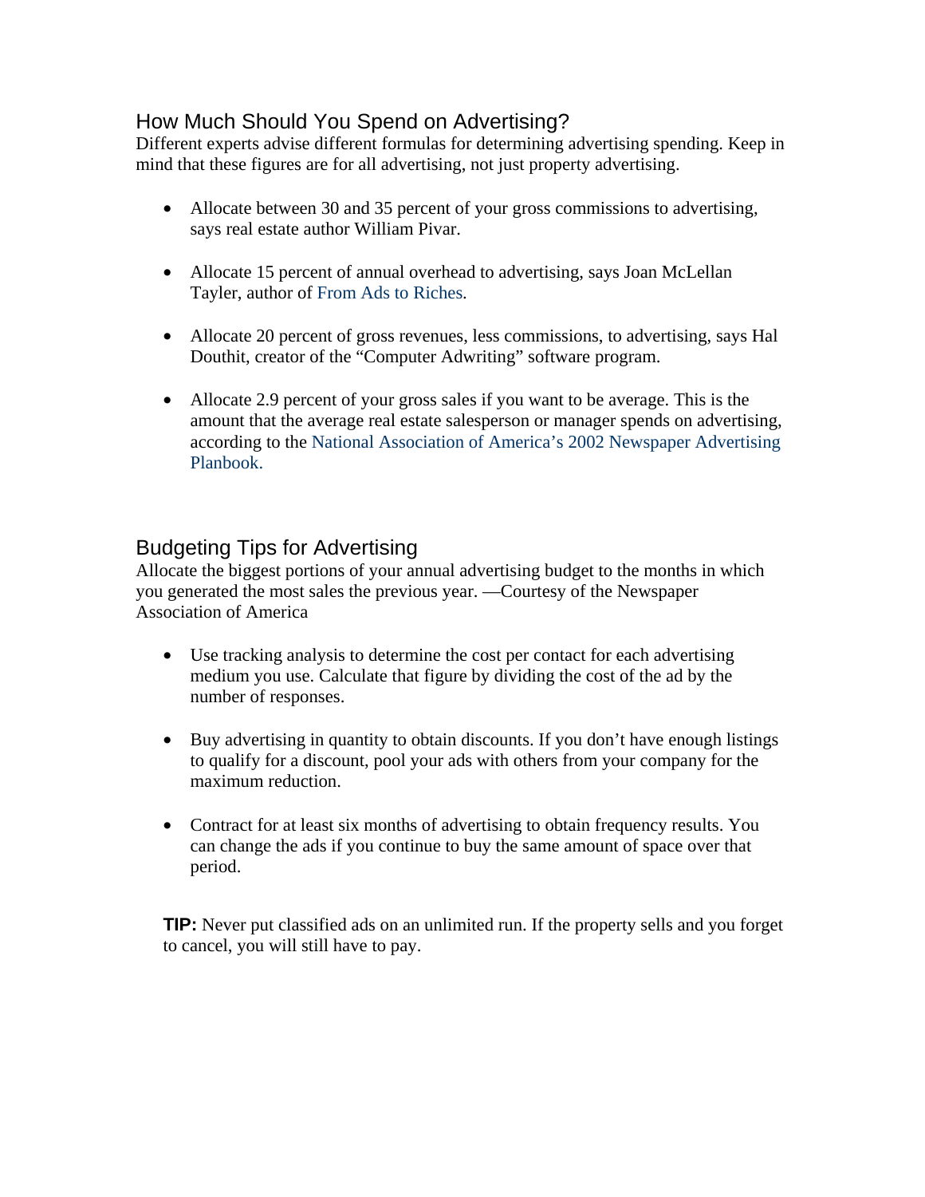## How Much Should You Spend on Advertising?

Different experts advise different formulas for determining advertising spending. Keep in mind that these figures are for all advertising, not just property advertising.

- Allocate between 30 and 35 percent of your gross commissions to advertising, says real estate author William Pivar.
- Allocate 15 percent of annual overhead to advertising, says Joan McLellan Tayler, author of From Ads to Riches.
- Allocate 20 percent of gross revenues, less commissions, to advertising, says Hal Douthit, creator of the "Computer Adwriting" software program.
- Allocate 2.9 percent of your gross sales if you want to be average. This is the amount that the average real estate salesperson or manager spends on advertising, according to the National Association of America's 2002 Newspaper Advertising Planbook.

## Budgeting Tips for Advertising

Allocate the biggest portions of your annual advertising budget to the months in which you generated the most sales the previous year. —Courtesy of the Newspaper Association of America

- Use tracking analysis to determine the cost per contact for each advertising medium you use. Calculate that figure by dividing the cost of the ad by the number of responses.
- Buy advertising in quantity to obtain discounts. If you don't have enough listings to qualify for a discount, pool your ads with others from your company for the maximum reduction.
- Contract for at least six months of advertising to obtain frequency results. You can change the ads if you continue to buy the same amount of space over that period.

**TIP:** Never put classified ads on an unlimited run. If the property sells and you forget to cancel, you will still have to pay.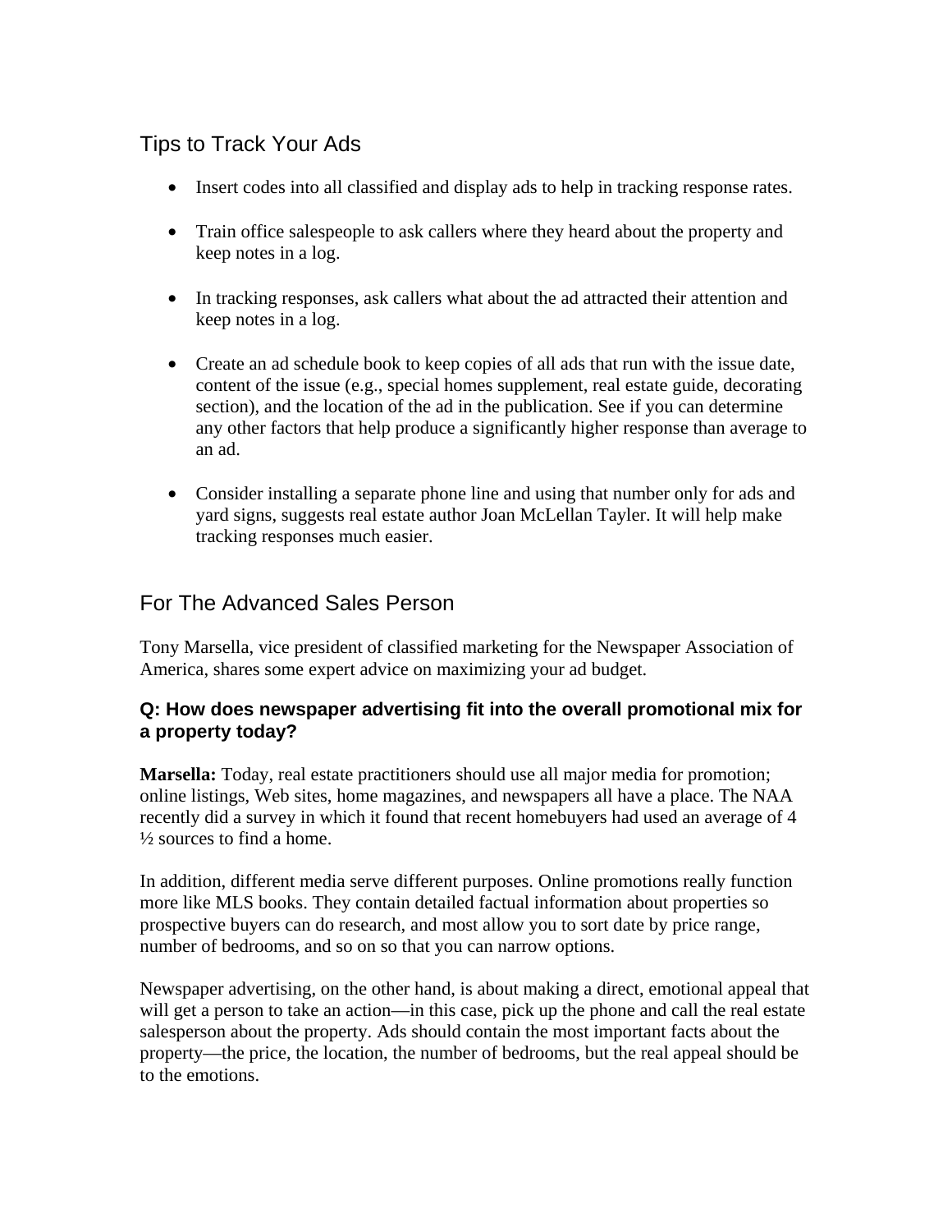## Tips to Track Your Ads

- Insert codes into all classified and display ads to help in tracking response rates.
- Train office salespeople to ask callers where they heard about the property and keep notes in a log.
- In tracking responses, ask callers what about the ad attracted their attention and keep notes in a log.
- Create an ad schedule book to keep copies of all ads that run with the issue date, content of the issue (e.g., special homes supplement, real estate guide, decorating section), and the location of the ad in the publication. See if you can determine any other factors that help produce a significantly higher response than average to an ad.
- Consider installing a separate phone line and using that number only for ads and yard signs, suggests real estate author Joan McLellan Tayler. It will help make tracking responses much easier.

## For The Advanced Sales Person

Tony Marsella, vice president of classified marketing for the Newspaper Association of America, shares some expert advice on maximizing your ad budget.

**Q: How does newspaper advertising fit into the overall promotional mix for a property today?**

**Marsella:** Today, real estate practitioners should use all major media for promotion; online listings, Web sites, home magazines, and newspapers all have a place. The NAA recently did a survey in which it found that recent homebuyers had used an average of 4 ½ sources to find a home.

In addition, different media serve different purposes. Online promotions really function more like MLS books. They contain detailed factual information about properties so prospective buyers can do research, and most allow you to sort date by price range, number of bedrooms, and so on so that you can narrow options.

Newspaper advertising, on the other hand, is about making a direct, emotional appeal that will get a person to take an action—in this case, pick up the phone and call the real estate salesperson about the property. Ads should contain the most important facts about the property—the price, the location, the number of bedrooms, but the real appeal should be to the emotions.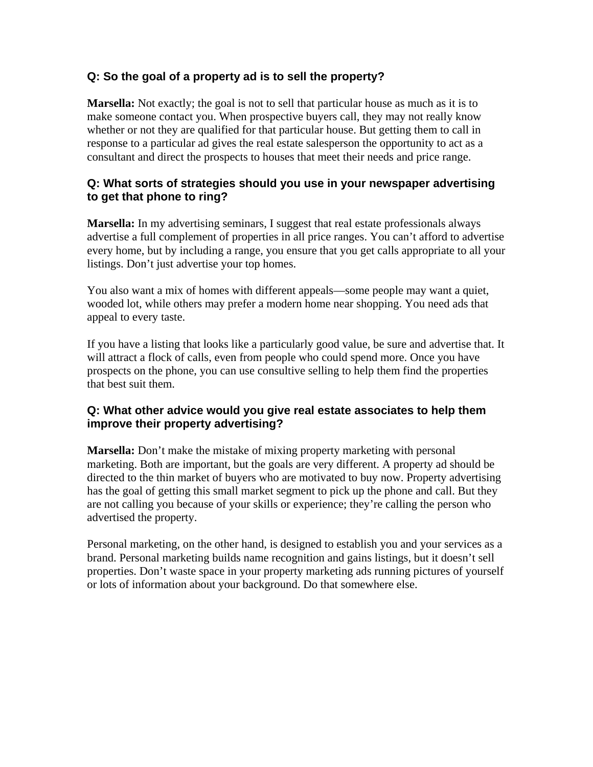**Q: So the goal of a property ad is to sell the property?**

**Marsella:** Not exactly; the goal is not to sell that particular house as much as it is to make someone contact you. When prospective buyers call, they may not really know whether or not they are qualified for that particular house. But getting them to call in response to a particular ad gives the real estate salesperson the opportunity to act as a consultant and direct the prospects to houses that meet their needs and price range.

**Q: What sorts of strategies should you use in your newspaper advertising to get that phone to ring?**

**Marsella:** In my advertising seminars, I suggest that real estate professionals always advertise a full complement of properties in all price ranges. You can't afford to advertise every home, but by including a range, you ensure that you get calls appropriate to all your listings. Don't just advertise your top homes.

You also want a mix of homes with different appeals—some people may want a quiet, wooded lot, while others may prefer a modern home near shopping. You need ads that appeal to every taste.

If you have a listing that looks like a particularly good value, be sure and advertise that. It will attract a flock of calls, even from people who could spend more. Once you have prospects on the phone, you can use consultive selling to help them find the properties that best suit them.

**Q: What other advice would you give real estate associates to help them improve their property advertising?**

**Marsella:** Don't make the mistake of mixing property marketing with personal marketing. Both are important, but the goals are very different. A property ad should be directed to the thin market of buyers who are motivated to buy now. Property advertising has the goal of getting this small market segment to pick up the phone and call. But they are not calling you because of your skills or experience; they're calling the person who advertised the property.

Personal marketing, on the other hand, is designed to establish you and your services as a brand. Personal marketing builds name recognition and gains listings, but it doesn't sell properties. Don't waste space in your property marketing ads running pictures of yourself or lots of information about your background. Do that somewhere else.